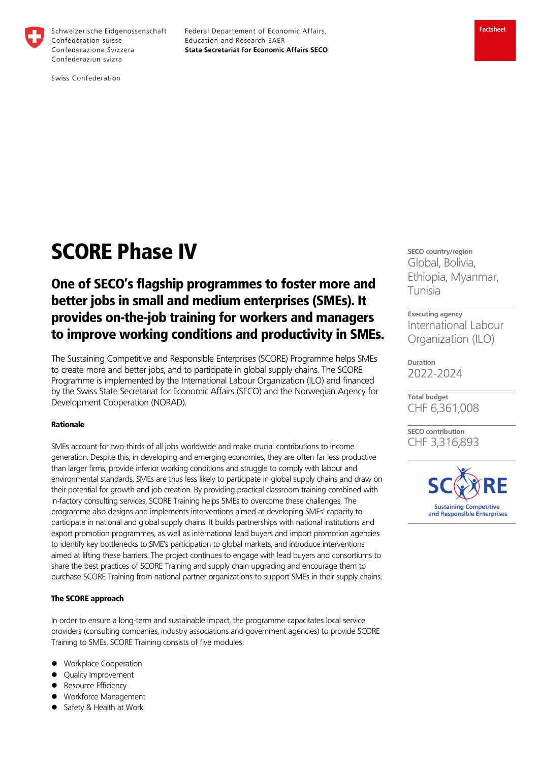Schweizerische Eidgenossenschaft
Confédération suisse
Confederazione Svizzera
Confederaziun svizra

Swiss Confederation

Federal Departement of Economic Affairs,
Education and Research EAER
**State Secretariat for Economic Affairs SECO**

**Factsheet**

# SCORE Phase IV

## One of SECO's flagship programmes to foster more and better jobs in small and medium enterprises (SMEs). It provides on-the-job training for workers and managers to improve working conditions and productivity in SMEs.

The Sustaining Competitive and Responsible Enterprises (SCORE) Programme helps SMEs to create more and better jobs, and to participate in global supply chains. The SCORE Programme is implemented by the International Labour Organization (ILO) and financed by the Swiss State Secretariat for Economic Affairs (SECO) and the Norwegian Agency for Development Cooperation (NORAD).

**SECO country/region**
Global, Bolivia, Ethiopia, Myanmar, Tunisia

**Executing agency**
International Labour Organization (ILO)

**Duration**
2022-2024

**Total budget**
CHF 6,361,008

**SECO contribution**
CHF 3,316,893

SCORE – Sustaining Competitive and Responsible Enterprises

#### Rationale

SMEs account for two-thirds of all jobs worldwide and make crucial contributions to income generation. Despite this, in developing and emerging economies, they are often far less productive than larger firms, provide inferior working conditions and struggle to comply with labour and environmental standards. SMEs are thus less likely to participate in global supply chains and draw on their potential for growth and job creation. By providing practical classroom training combined with in-factory consulting services, SCORE Training helps SMEs to overcome these challenges. The programme also designs and implements interventions aimed at developing SMEs' capacity to participate in national and global supply chains. It builds partnerships with national institutions and export promotion programmes, as well as international lead buyers and import promotion agencies to identify key bottlenecks to SME's participation to global markets, and introduce interventions aimed at lifting these barriers. The project continues to engage with lead buyers and consortiums to share the best practices of SCORE Training and supply chain upgrading and encourage them to purchase SCORE Training from national partner organizations to support SMEs in their supply chains.

#### The SCORE approach

In order to ensure a long-term and sustainable impact, the programme capacitates local service providers (consulting companies, industry associations and government agencies) to provide SCORE Training to SMEs. SCORE Training consists of five modules:

- Workplace Cooperation
- Quality Improvement
- Resource Efficiency
- Workforce Management
- Safety & Health at Work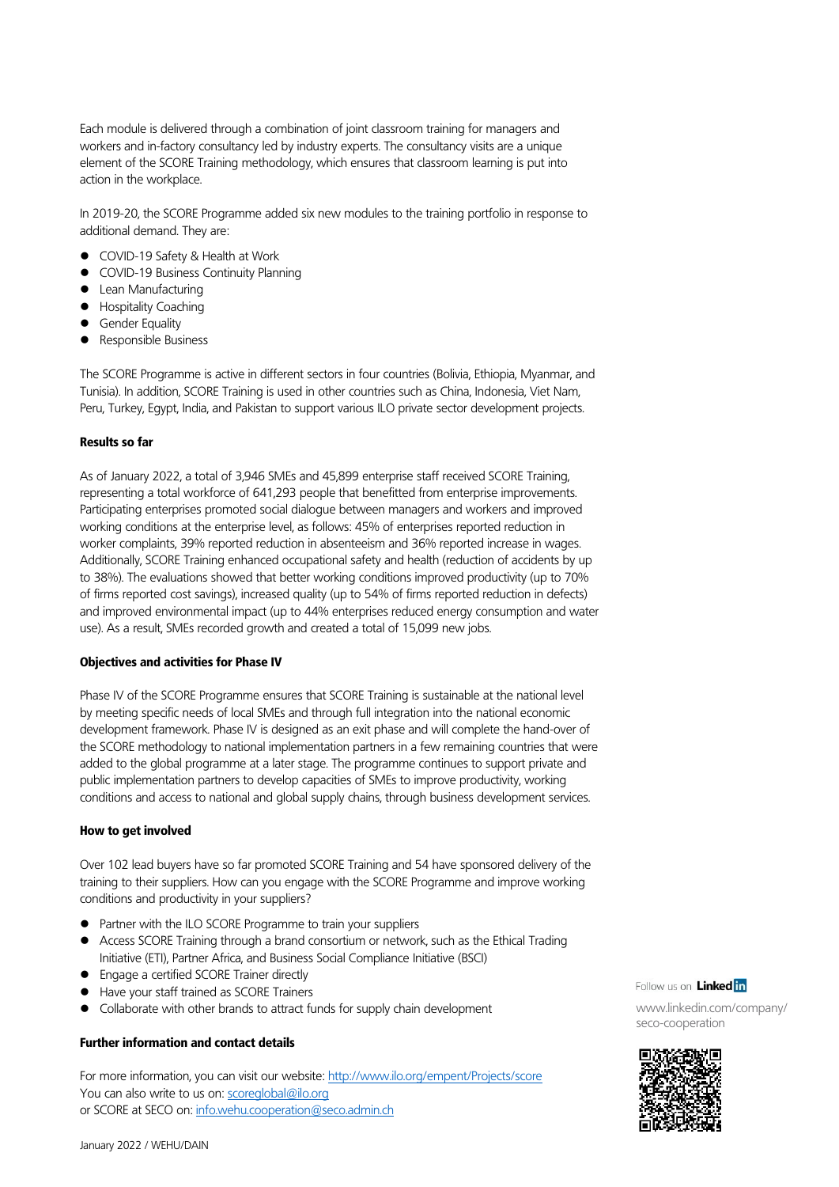Each module is delivered through a combination of joint classroom training for managers and workers and in-factory consultancy led by industry experts. The consultancy visits are a unique element of the SCORE Training methodology, which ensures that classroom learning is put into action in the workplace.

In 2019-20, the SCORE Programme added six new modules to the training portfolio in response to additional demand. They are:

- COVID-19 Safety & Health at Work
- COVID-19 Business Continuity Planning
- Lean Manufacturing
- Hospitality Coaching
- Gender Equality
- Responsible Business

The SCORE Programme is active in different sectors in four countries (Bolivia, Ethiopia, Myanmar, and Tunisia). In addition, SCORE Training is used in other countries such as China, Indonesia, Viet Nam, Peru, Turkey, Egypt, India, and Pakistan to support various ILO private sector development projects.

**Results so far**

As of January 2022, a total of 3,946 SMEs and 45,899 enterprise staff received SCORE Training, representing a total workforce of 641,293 people that benefitted from enterprise improvements. Participating enterprises promoted social dialogue between managers and workers and improved working conditions at the enterprise level, as follows: 45% of enterprises reported reduction in worker complaints, 39% reported reduction in absenteeism and 36% reported increase in wages. Additionally, SCORE Training enhanced occupational safety and health (reduction of accidents by up to 38%). The evaluations showed that better working conditions improved productivity (up to 70% of firms reported cost savings), increased quality (up to 54% of firms reported reduction in defects) and improved environmental impact (up to 44% enterprises reduced energy consumption and water use). As a result, SMEs recorded growth and created a total of 15,099 new jobs.

**Objectives and activities for Phase IV**

Phase IV of the SCORE Programme ensures that SCORE Training is sustainable at the national level by meeting specific needs of local SMEs and through full integration into the national economic development framework. Phase IV is designed as an exit phase and will complete the hand-over of the SCORE methodology to national implementation partners in a few remaining countries that were added to the global programme at a later stage. The programme continues to support private and public implementation partners to develop capacities of SMEs to improve productivity, working conditions and access to national and global supply chains, through business development services.

**How to get involved**

Over 102 lead buyers have so far promoted SCORE Training and 54 have sponsored delivery of the training to their suppliers. How can you engage with the SCORE Programme and improve working conditions and productivity in your suppliers?

- Partner with the ILO SCORE Programme to train your suppliers
- Access SCORE Training through a brand consortium or network, such as the Ethical Trading Initiative (ETI), Partner Africa, and Business Social Compliance Initiative (BSCI)
- Engage a certified SCORE Trainer directly
- Have your staff trained as SCORE Trainers
- Collaborate with other brands to attract funds for supply chain development

**Further information and contact details**

For more information, you can visit our website: http://www.ilo.org/empent/Projects/score
You can also write to us on: scoreglobal@ilo.org
or SCORE at SECO on: info.wehu.cooperation@seco.admin.ch

Follow us on LinkedIn

www.linkedin.com/company/seco-cooperation

January 2022 / WEHU/DAIN